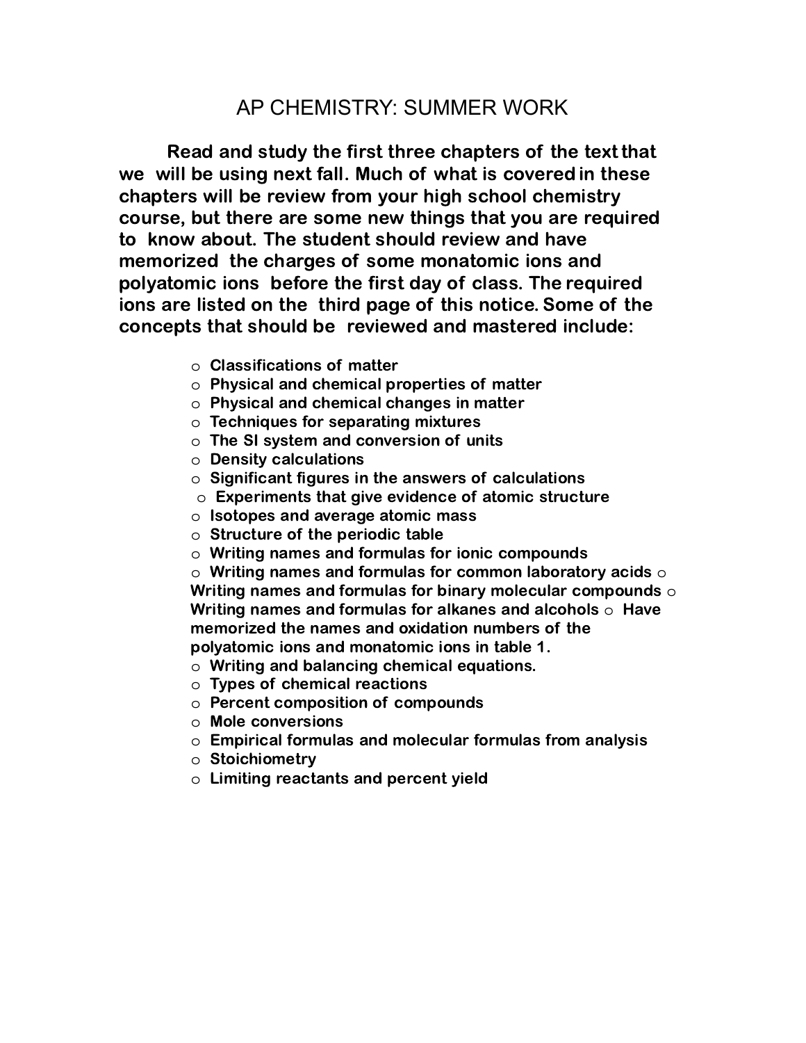# AP CHEMISTRY: SUMMER WORK

**Read and study the first three chapters of the text that we will be using next fall. Much of what is covered in these chapters will be review from your high school chemistry course, but there are some new things that you are required to know about. The student should review and have memorized the charges of some monatomic ions and polyatomic ions before the first day of class. The required ions are listed on the third page of this notice. Some of the concepts that should be reviewed and mastered include:**

- **Classifications of matter**
- **Physical and chemical properties of matter**
- **Physical and chemical changes in matter**
- **Techniques for separating mixtures**
- **The SI system and conversion of units**
- **Density calculations**
- **Significant figures in the answers of calculations**
- **Experiments that give evidence of atomic structure**
- **Isotopes and average atomic mass**
- **Structure of the periodic table**
- **Writing names and formulas for ionic compounds**
- **Writing names and formulas for common laboratory acids**
- **Writing names and formulas for binary molecular compounds**
- **Writing names and formulas for alkanes and alcohols**
- **Have memorized the names and oxidation numbers of the polyatomic ions and monatomic ions in table 1.**
- **Writing and balancing chemical equations.**
- **Types of chemical reactions**
- **Percent composition of compounds**
- **Mole conversions**
- **Empirical formulas and molecular formulas from analysis**
- **Stoichiometry**
- **Limiting reactants and percent yield**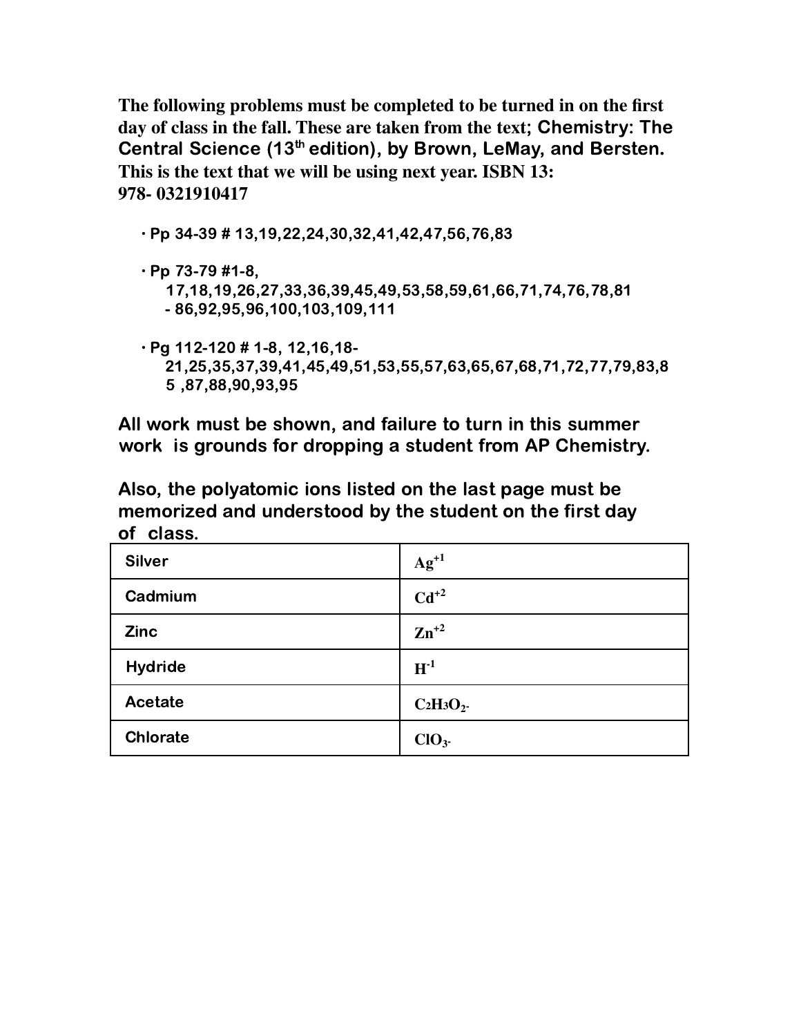**The following problems must be completed to be turned in on the first day of class in the fall. These are taken from the text; Chemistry: The Central Science (13th edition), by Brown, LeMay, and Bersten. This is the text that we will be using next year. ISBN 13: 978- 0321910417**

- **Pp 34-39 # 13,19,22,24,30,32,41,42,47,56,76,83**
- **Pp 73-79 #1-8, 17,18,19,26,27,33,36,39,45,49,53,58,59,61,66,71,74,76,78,81 - 86,92,95,96,100,103,109,111**
- **Pg 112-120 # 1-8, 12,16,18-21,25,35,37,39,41,45,49,51,53,55,57,63,65,67,68,71,72,77,79,83,85 ,87,88,90,93,95**

**All work must be shown, and failure to turn in this summer work is grounds for dropping a student from AP Chemistry.**

**Also, the polyatomic ions listed on the last page must be memorized and understood by the student on the first day of class.**

| Silver | $Ag^{+1}$ |
|---|---|
| Cadmium | $Cd^{+2}$ |
| Zinc | $Zn^{+2}$ |
| Hydride | $H^{-1}$ |
| Acetate | $C_2H_3O_2^{-}$ |
| Chlorate | $ClO_3^{-}$ |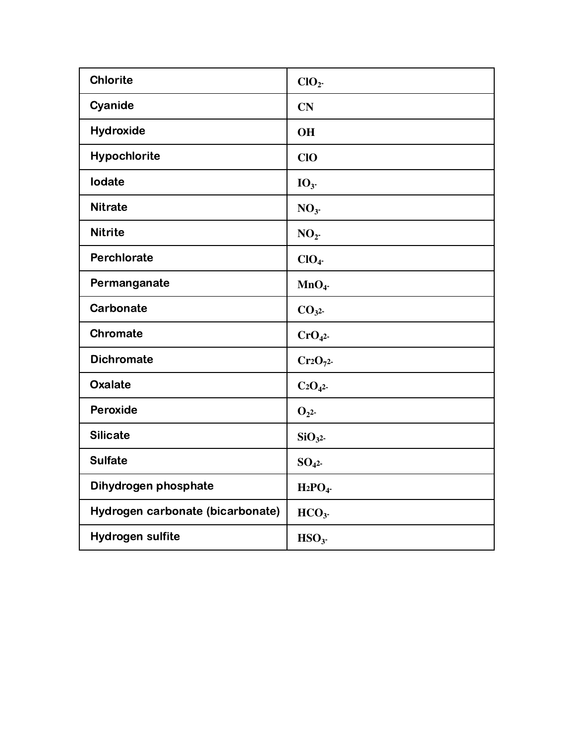| Chlorite | $ClO_{2}^{-}$ |
|---|---|
| Cyanide | CN |
| Hydroxide | OH |
| Hypochlorite | ClO |
| Iodate | $IO_{3}^{-}$ |
| Nitrate | $NO_{3}^{-}$ |
| Nitrite | $NO_{2}^{-}$ |
| Perchlorate | $ClO_{4}^{-}$ |
| Permanganate | $MnO_{4}^{-}$ |
| Carbonate | $CO_{3}^{2-}$ |
| Chromate | $CrO_{4}^{2-}$ |
| Dichromate | $Cr_{2}O_{7}^{2-}$ |
| Oxalate | $C_{2}O_{4}^{2-}$ |
| Peroxide | $O_{2}^{2-}$ |
| Silicate | $SiO_{3}^{2-}$ |
| Sulfate | $SO_{4}^{2-}$ |
| Dihydrogen phosphate | $H_{2}PO_{4}^{-}$ |
| Hydrogen carbonate (bicarbonate) | $HCO_{3}^{-}$ |
| Hydrogen sulfite | $HSO_{3}^{-}$ |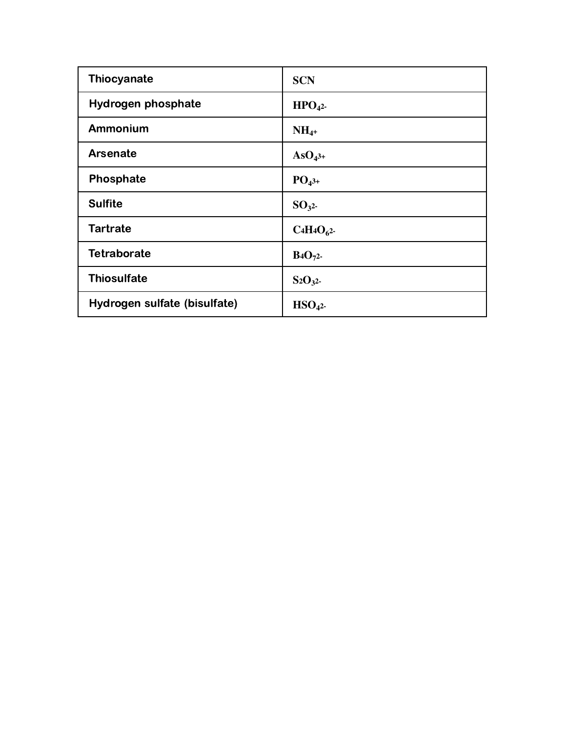| | |
|---|---|
| Thiocyanate | SCN |
| Hydrogen phosphate | $HPO_4{}^{2-}$ |
| Ammonium | $NH_4{}^{+}$ |
| Arsenate | $AsO_4{}^{3+}$ |
| Phosphate | $PO_4{}^{3+}$ |
| Sulfite | $SO_3{}^{2-}$ |
| Tartrate | $C_4H_4O_6{}^{2-}$ |
| Tetraborate | $B_4O_7{}^{2-}$ |
| Thiosulfate | $S_2O_3{}^{2-}$ |
| Hydrogen sulfate (bisulfate) | $HSO_4{}^{2-}$ |